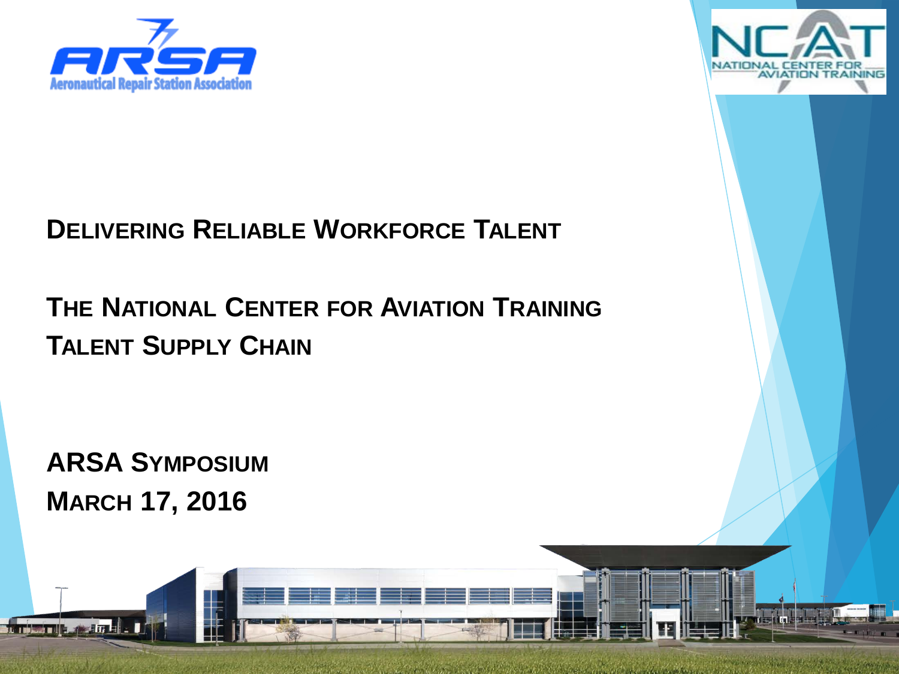ARSA
Aeronautical Repair Station Association

NCAT
NATIONAL CENTER FOR AVIATION TRAINING

# Delivering Reliable Workforce Talent

## The National Center for Aviation Training Talent Supply Chain

**ARSA Symposium**
**March 17, 2016**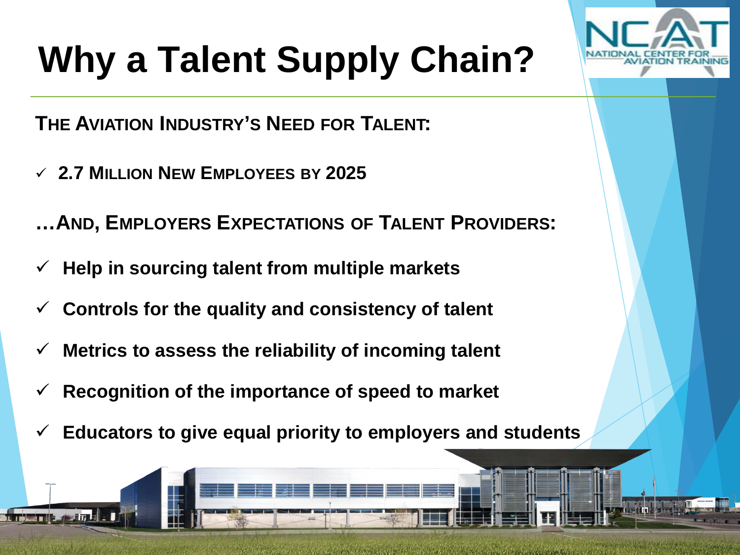# Why a Talent Supply Chain?

**THE AVIATION INDUSTRY'S NEED FOR TALENT:**

- ✓ **2.7 MILLION NEW EMPLOYEES BY 2025**

**…AND, EMPLOYERS EXPECTATIONS OF TALENT PROVIDERS:**

- ✓ **Help in sourcing talent from multiple markets**
- ✓ **Controls for the quality and consistency of talent**
- ✓ **Metrics to assess the reliability of incoming talent**
- ✓ **Recognition of the importance of speed to market**
- ✓ **Educators to give equal priority to employers and students**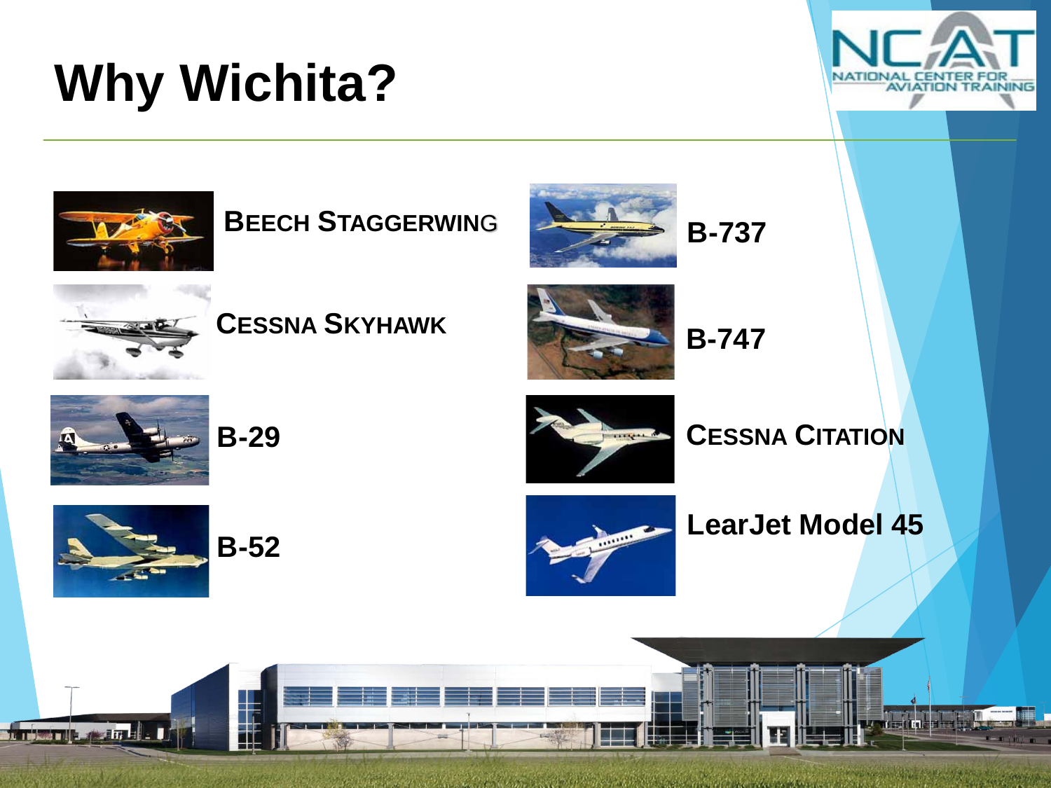# Why Wichita?

NATIONAL CENTER FOR AVIATION TRAINING

- BEECH STAGGERWING
- CESSNA SKYHAWK
- B-29
- B-52
- B-737
- B-747
- CESSNA CITATION
- LearJet Model 45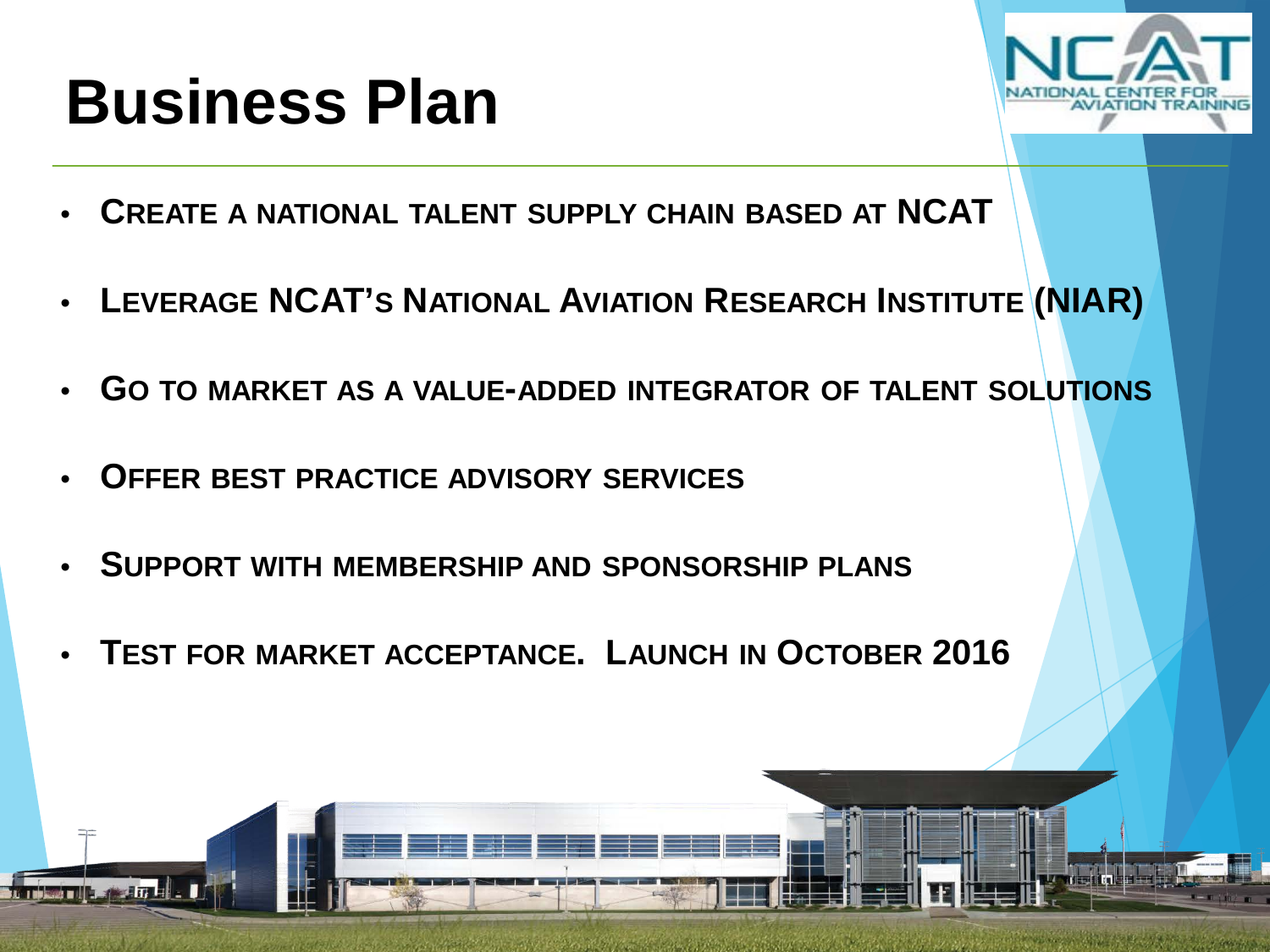# Business Plan

- Create a national talent supply chain based at NCAT
- Leverage NCAT's National Aviation Research Institute (NIAR)
- Go to market as a value-added integrator of talent solutions
- Offer best practice advisory services
- Support with membership and sponsorship plans
- Test for market acceptance. Launch in October 2016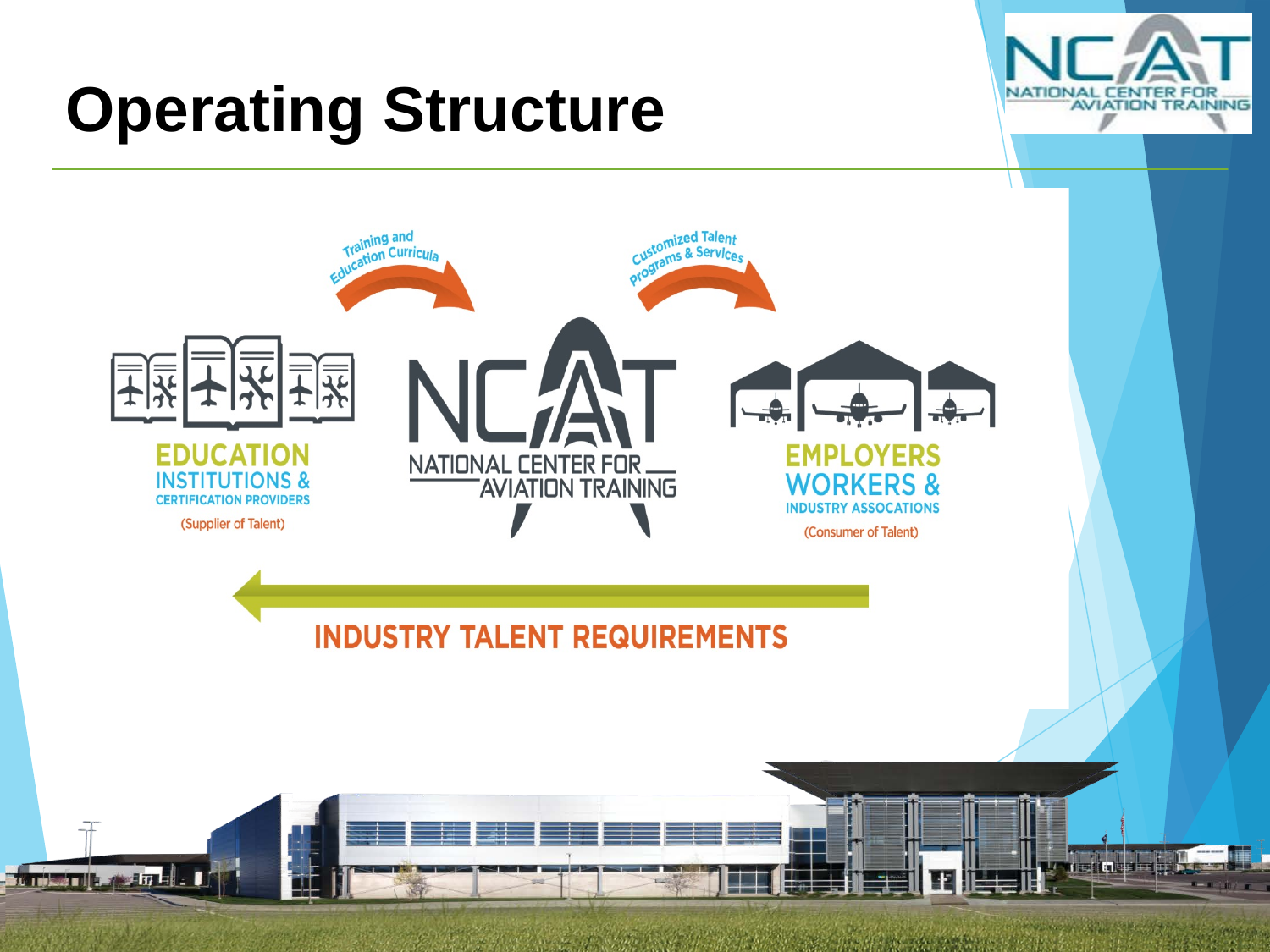# Operating Structure

Training and Education Curricula

Customized Talent Programs & Services

**EDUCATION INSTITUTIONS & CERTIFICATION PROVIDERS**

(Supplier of Talent)

NCAT NATIONAL CENTER FOR AVIATION TRAINING

**EMPLOYERS WORKERS & INDUSTRY ASSOCATIONS**

(Consumer of Talent)

**INDUSTRY TALENT REQUIREMENTS**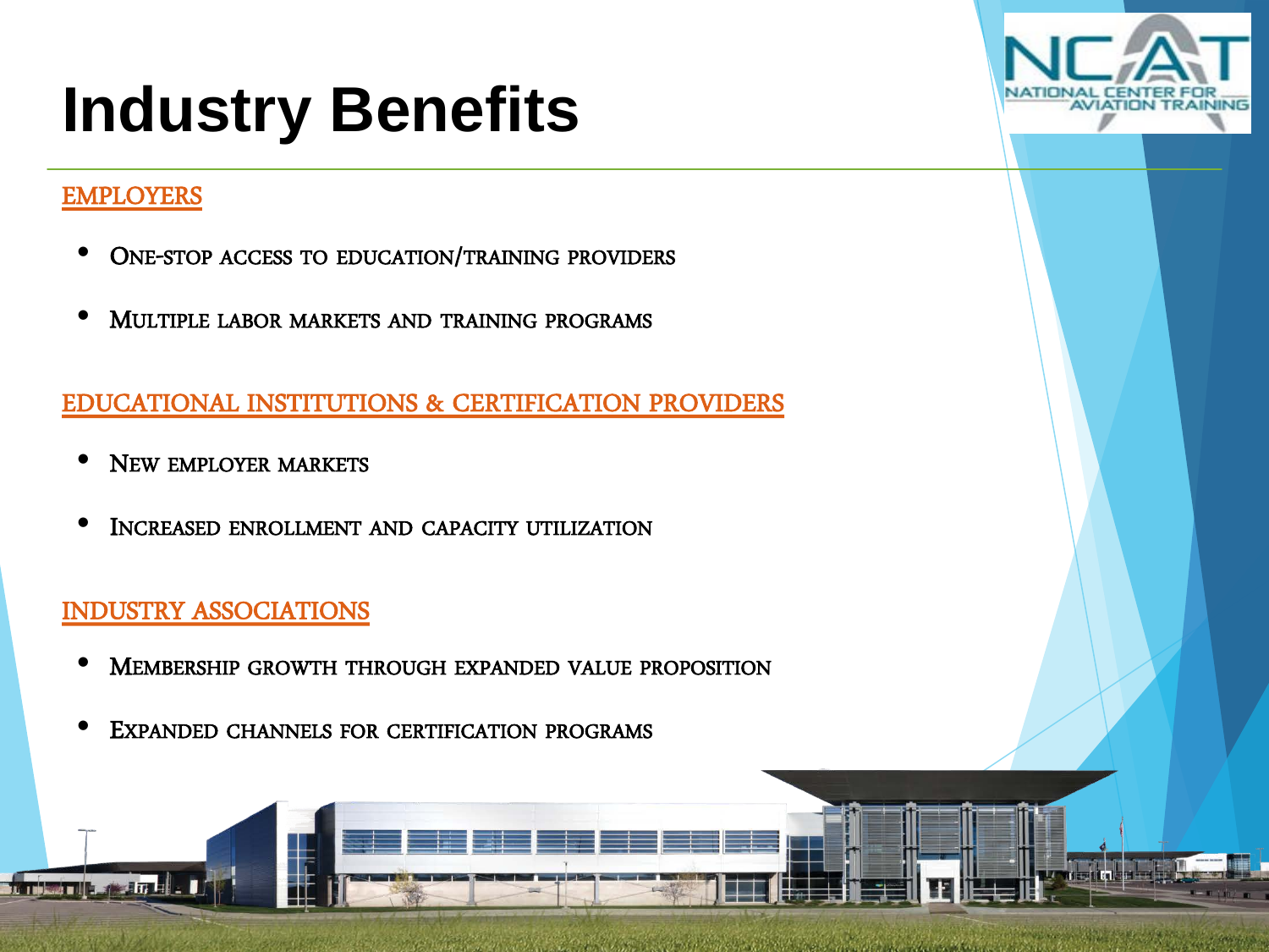# Industry Benefits

EMPLOYERS

- One-stop access to education/training providers
- Multiple labor markets and training programs

EDUCATIONAL INSTITUTIONS & CERTIFICATION PROVIDERS

- New employer markets
- Increased enrollment and capacity utilization

INDUSTRY ASSOCIATIONS

- Membership growth through expanded value proposition
- Expanded channels for certification programs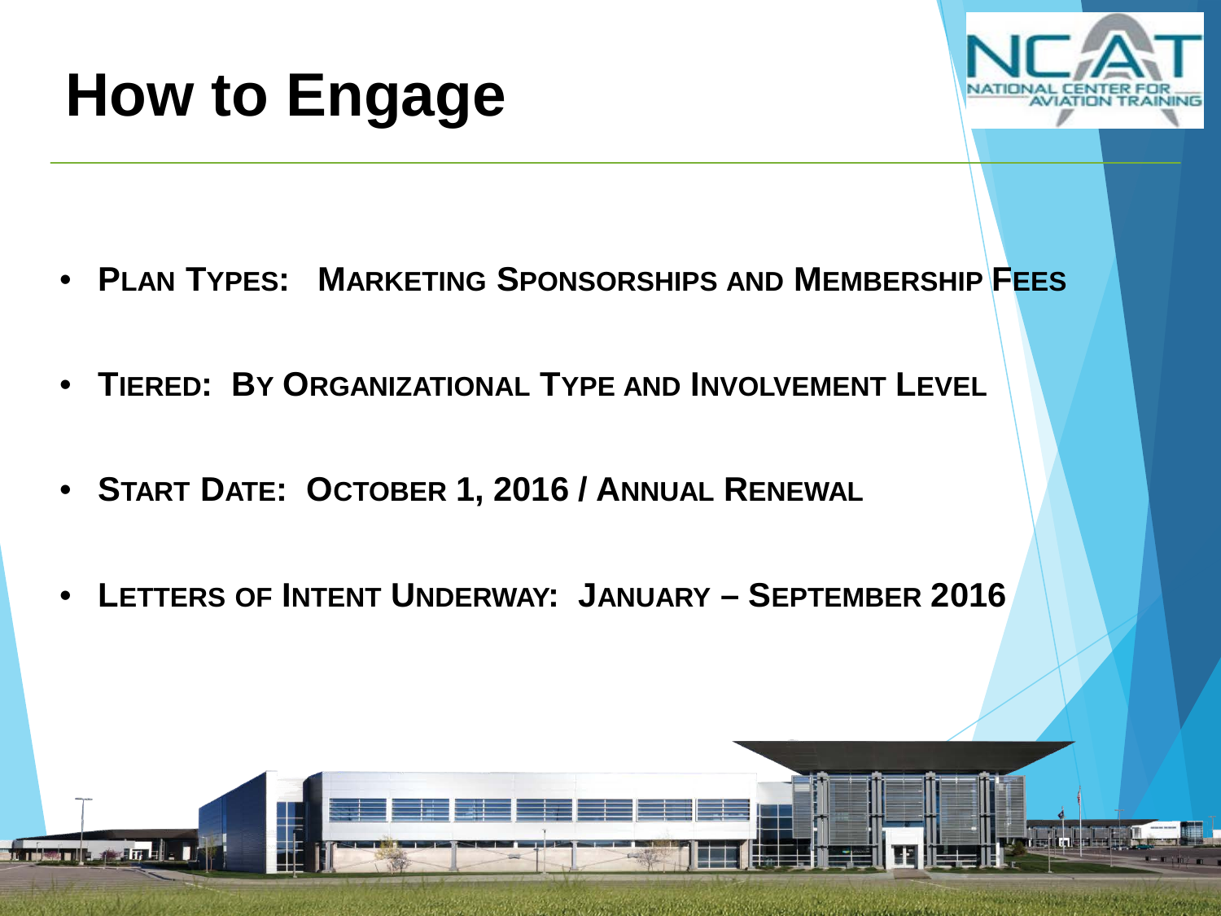# How to Engage

- **Plan Types: Marketing Sponsorships and Membership Fees**
- **Tiered: By Organizational Type and Involvement Level**
- **Start Date: October 1, 2016 / Annual Renewal**
- **Letters of Intent Underway: January – September 2016**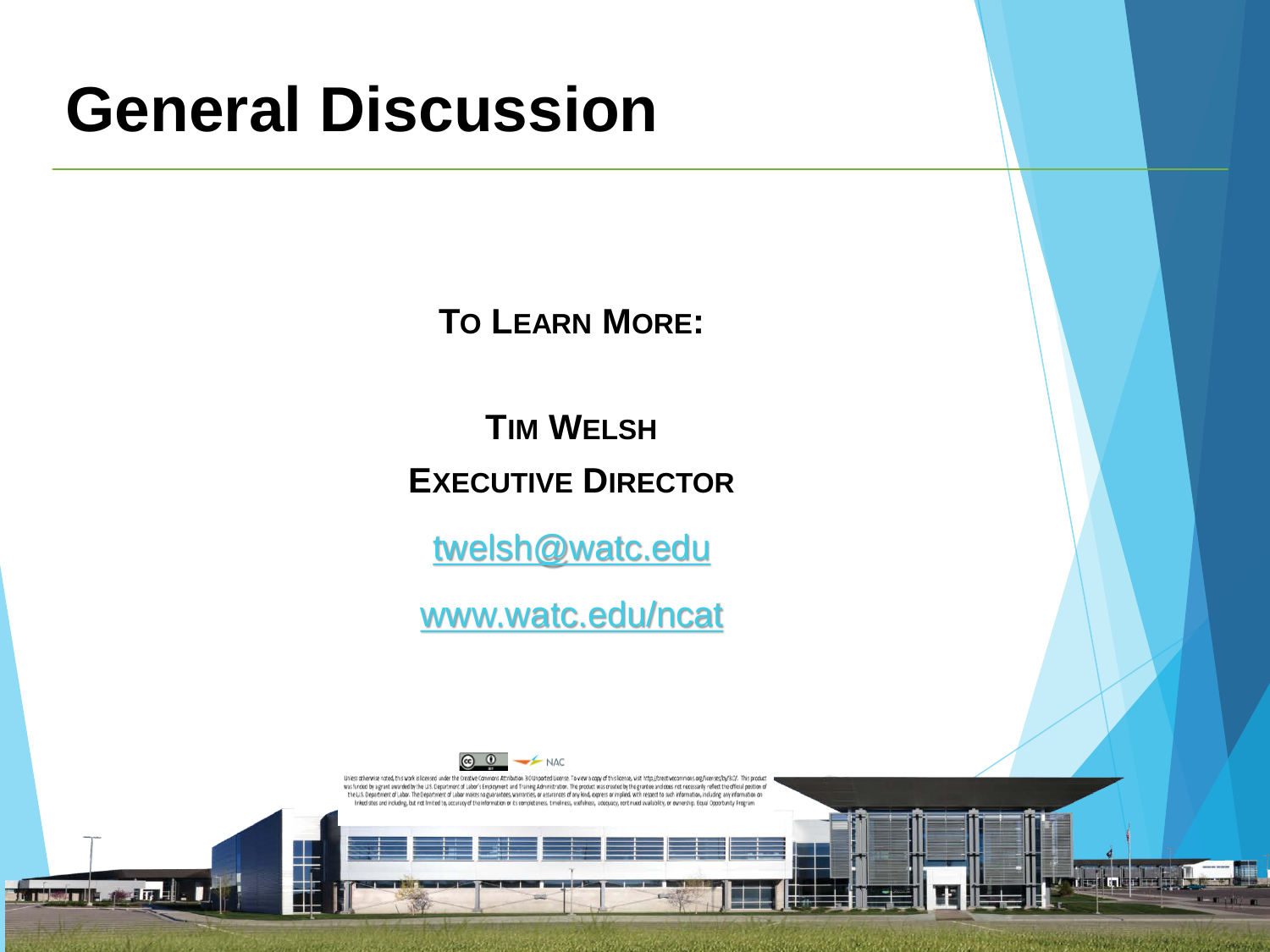# General Discussion

**TO LEARN MORE:**

**TIM WELSH**

**EXECUTIVE DIRECTOR**

twelsh@watc.edu

www.watc.edu/ncat

NAC

Unless otherwise noted, this work is licensed under the Creative Commons Attribution 3.0 Unported License. To view a copy of this license, visit http://creativecommons.org/licenses/by/3.0/. This product was funded by a grant awarded by the U.S. Department of Labor's Employment and Training Administration. The product was created by the grantee and does not necessarily reflect the official position of the U.S. Department of Labor. The Department of Labor makes no guarantees, warranties, or assurances of any kind, express or implied, with respect to such information, including any information on linked sites and including, but not limited to, accuracy of the information or its completeness, timeliness, usefulness, adequacy, continued availability, or ownership. Equal Opportunity Program.